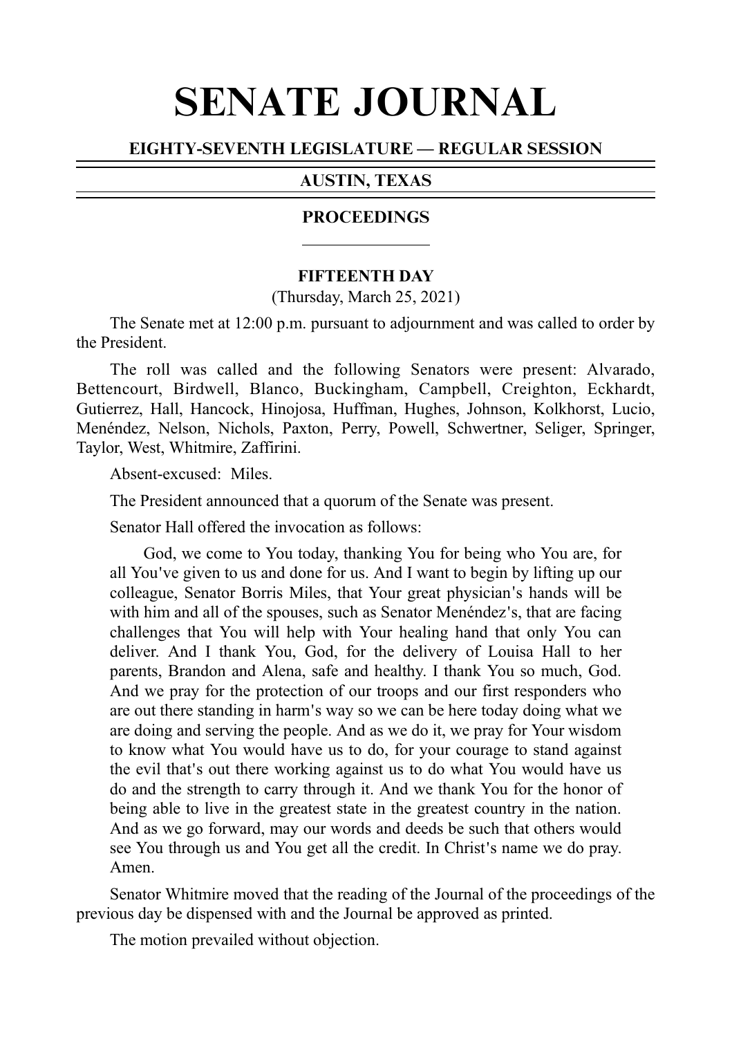# SENATE JOURNAL

**EIGHTY-SEVENTH LEGISLATURE — REGULAR SESSION**

**AUSTIN, TEXAS**

**PROCEEDINGS**

**FIFTEENTH DAY**

(Thursday, March 25, 2021)

The Senate met at 12:00 p.m. pursuant to adjournment and was called to order by the President.

The roll was called and the following Senators were present: Alvarado, Bettencourt, Birdwell, Blanco, Buckingham, Campbell, Creighton, Eckhardt, Gutierrez, Hall, Hancock, Hinojosa, Huffman, Hughes, Johnson, Kolkhorst, Lucio, Menéndez, Nelson, Nichols, Paxton, Perry, Powell, Schwertner, Seliger, Springer, Taylor, West, Whitmire, Zaffirini.

Absent-excused: Miles.

The President announced that a quorum of the Senate was present.

Senator Hall offered the invocation as follows:

> God, we come to You today, thanking You for being who You are, for all You've given to us and done for us. And I want to begin by lifting up our colleague, Senator Borris Miles, that Your great physician's hands will be with him and all of the spouses, such as Senator Menéndez's, that are facing challenges that You will help with Your healing hand that only You can deliver. And I thank You, God, for the delivery of Louisa Hall to her parents, Brandon and Alena, safe and healthy. I thank You so much, God. And we pray for the protection of our troops and our first responders who are out there standing in harm's way so we can be here today doing what we are doing and serving the people. And as we do it, we pray for Your wisdom to know what You would have us to do, for your courage to stand against the evil that's out there working against us to do what You would have us do and the strength to carry through it. And we thank You for the honor of being able to live in the greatest state in the greatest country in the nation. And as we go forward, may our words and deeds be such that others would see You through us and You get all the credit. In Christ's name we do pray. Amen.

Senator Whitmire moved that the reading of the Journal of the proceedings of the previous day be dispensed with and the Journal be approved as printed.

The motion prevailed without objection.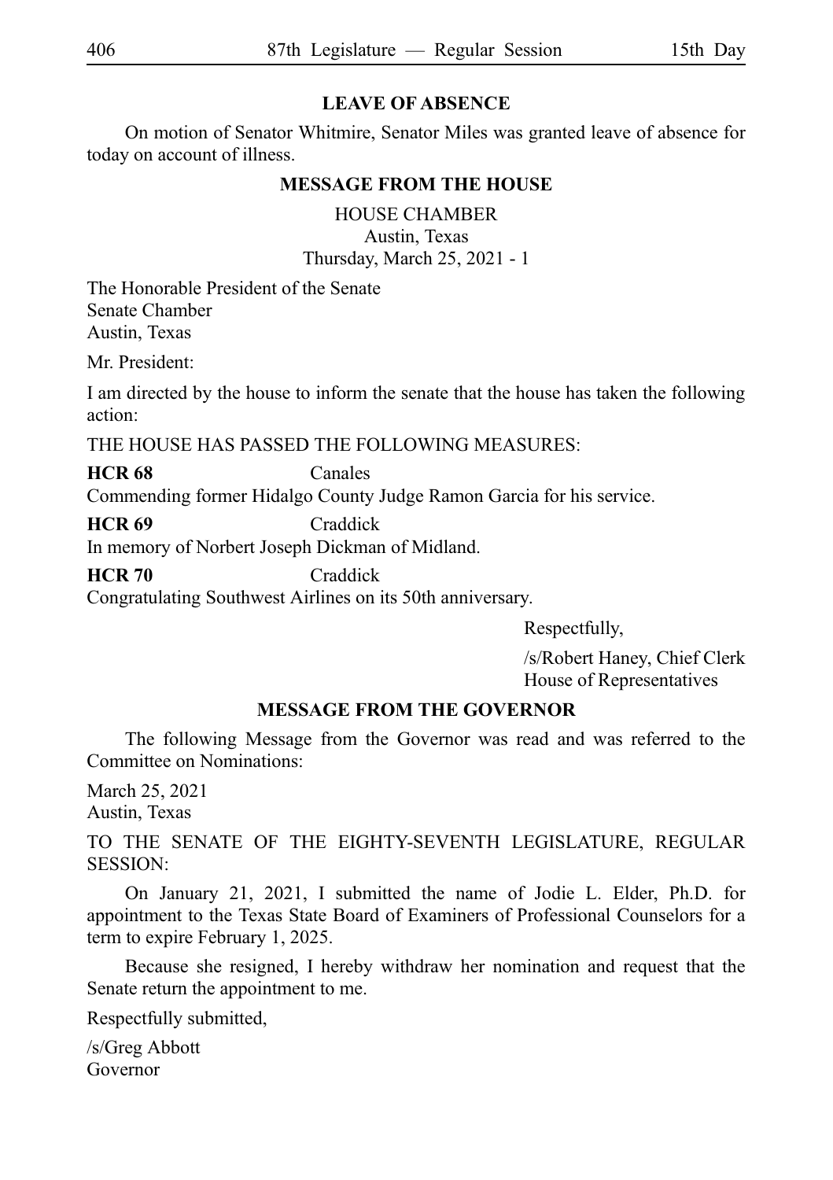## LEAVE OF ABSENCE

On motion of Senator Whitmire, Senator Miles was granted leave of absence for today on account of illness.

## MESSAGE FROM THE HOUSE

HOUSE CHAMBER
Austin, Texas
Thursday, March 25, 2021 - 1

The Honorable President of the Senate
Senate Chamber
Austin, Texas

Mr. President:

I am directed by the house to inform the senate that the house has taken the following action:

THE HOUSE HAS PASSED THE FOLLOWING MEASURES:

**HCR 68** Canales
Commending former Hidalgo County Judge Ramon Garcia for his service.

**HCR 69** Craddick
In memory of Norbert Joseph Dickman of Midland.

**HCR 70** Craddick
Congratulating Southwest Airlines on its 50th anniversary.

Respectfully,

/s/Robert Haney, Chief Clerk
House of Representatives

## MESSAGE FROM THE GOVERNOR

The following Message from the Governor was read and was referred to the Committee on Nominations:

March 25, 2021
Austin, Texas

TO THE SENATE OF THE EIGHTY-SEVENTH LEGISLATURE, REGULAR SESSION:

On January 21, 2021, I submitted the name of Jodie L. Elder, Ph.D. for appointment to the Texas State Board of Examiners of Professional Counselors for a term to expire February 1, 2025.

Because she resigned, I hereby withdraw her nomination and request that the Senate return the appointment to me.

Respectfully submitted,

/s/Greg Abbott
Governor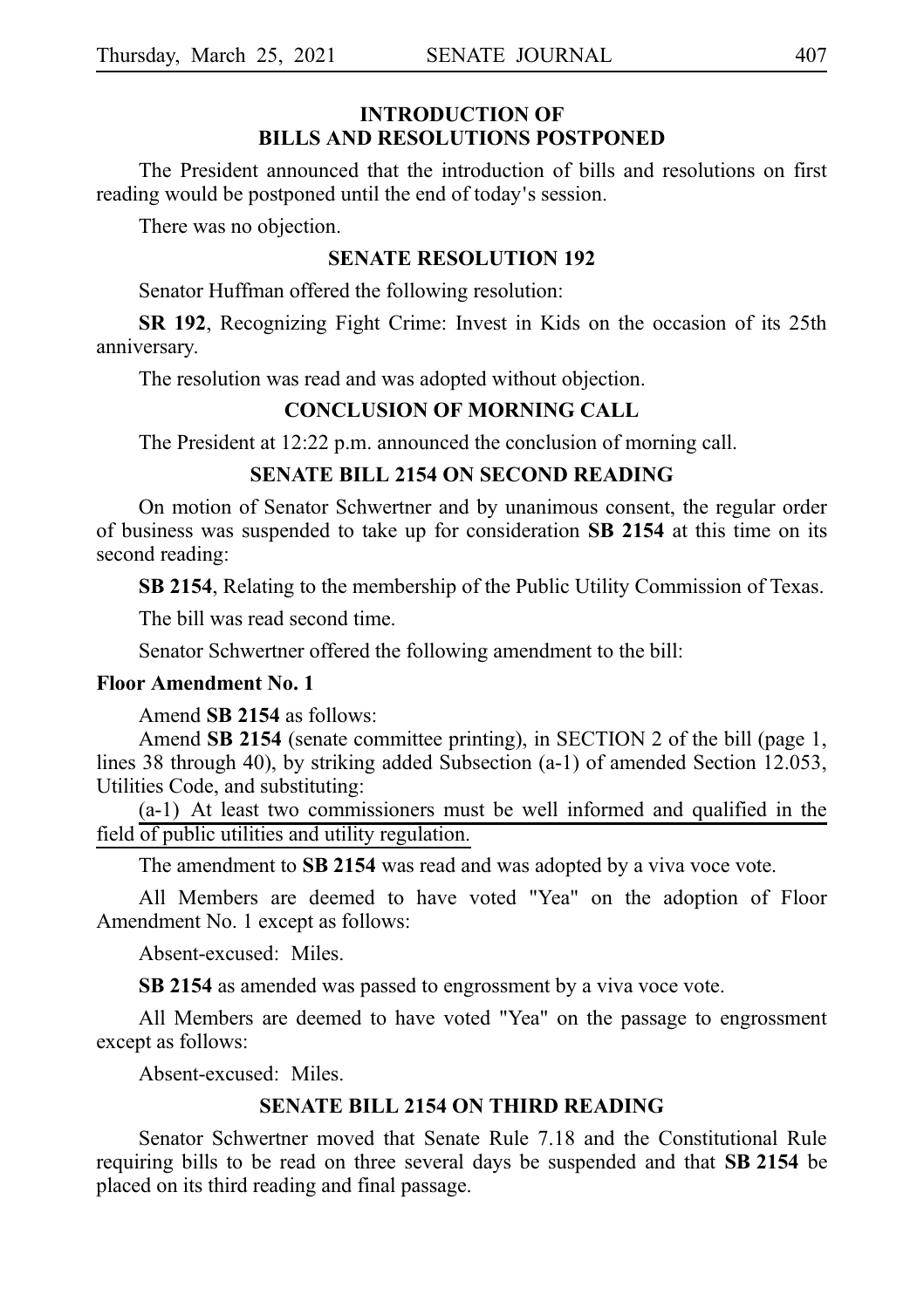## INTRODUCTION OF BILLS AND RESOLUTIONS POSTPONED

The President announced that the introduction of bills and resolutions on first reading would be postponed until the end of today's session.

There was no objection.

## SENATE RESOLUTION 192

Senator Huffman offered the following resolution:

**SR 192**, Recognizing Fight Crime: Invest in Kids on the occasion of its 25th anniversary.

The resolution was read and was adopted without objection.

## CONCLUSION OF MORNING CALL

The President at 12:22 p.m. announced the conclusion of morning call.

## SENATE BILL 2154 ON SECOND READING

On motion of Senator Schwertner and by unanimous consent, the regular order of business was suspended to take up for consideration **SB 2154** at this time on its second reading:

**SB 2154**, Relating to the membership of the Public Utility Commission of Texas.

The bill was read second time.

Senator Schwertner offered the following amendment to the bill:

**Floor Amendment No. 1**

Amend **SB 2154** as follows:

Amend **SB 2154** (senate committee printing), in SECTION 2 of the bill (page 1, lines 38 through 40), by striking added Subsection (a-1) of amended Section 12.053, Utilities Code, and substituting:

(a-1) At least two commissioners must be well informed and qualified in the field of public utilities and utility regulation.

The amendment to **SB 2154** was read and was adopted by a viva voce vote.

All Members are deemed to have voted "Yea" on the adoption of Floor Amendment No. 1 except as follows:

Absent-excused: Miles.

**SB 2154** as amended was passed to engrossment by a viva voce vote.

All Members are deemed to have voted "Yea" on the passage to engrossment except as follows:

Absent-excused: Miles.

## SENATE BILL 2154 ON THIRD READING

Senator Schwertner moved that Senate Rule 7.18 and the Constitutional Rule requiring bills to be read on three several days be suspended and that **SB 2154** be placed on its third reading and final passage.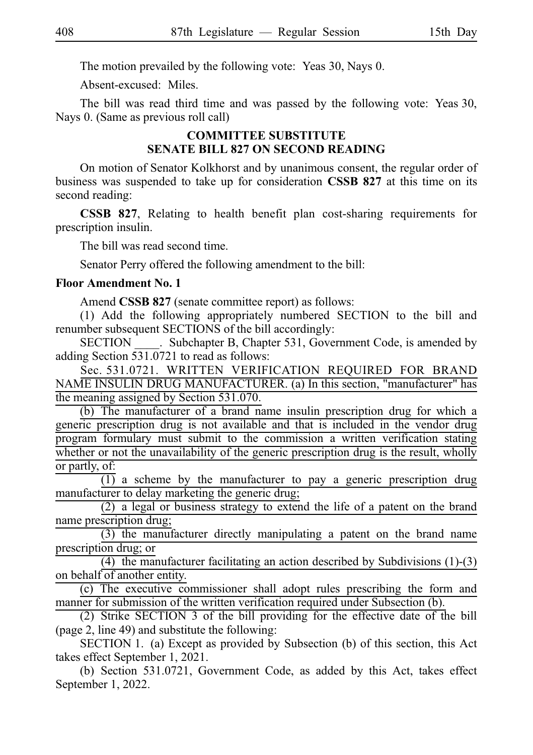The motion prevailed by the following vote: Yeas 30, Nays 0.

Absent-excused: Miles.

The bill was read third time and was passed by the following vote: Yeas 30, Nays 0. (Same as previous roll call)

### COMMITTEE SUBSTITUTE SENATE BILL 827 ON SECOND READING

On motion of Senator Kolkhorst and by unanimous consent, the regular order of business was suspended to take up for consideration **CSSB 827** at this time on its second reading:

**CSSB 827**, Relating to health benefit plan cost-sharing requirements for prescription insulin.

The bill was read second time.

Senator Perry offered the following amendment to the bill:

**Floor Amendment No. 1**

Amend **CSSB 827** (senate committee report) as follows:

(1) Add the following appropriately numbered SECTION to the bill and renumber subsequent SECTIONS of the bill accordingly:

SECTION ____. Subchapter B, Chapter 531, Government Code, is amended by adding Section 531.0721 to read as follows:

Sec. 531.0721. WRITTEN VERIFICATION REQUIRED FOR BRAND NAME INSULIN DRUG MANUFACTURER. (a) In this section, "manufacturer" has the meaning assigned by Section 531.070.

(b) The manufacturer of a brand name insulin prescription drug for which a generic prescription drug is not available and that is included in the vendor drug program formulary must submit to the commission a written verification stating whether or not the unavailability of the generic prescription drug is the result, wholly or partly, of:

(1) a scheme by the manufacturer to pay a generic prescription drug manufacturer to delay marketing the generic drug;

(2) a legal or business strategy to extend the life of a patent on the brand name prescription drug;

(3) the manufacturer directly manipulating a patent on the brand name prescription drug; or

(4) the manufacturer facilitating an action described by Subdivisions (1)-(3) on behalf of another entity.

(c) The executive commissioner shall adopt rules prescribing the form and manner for submission of the written verification required under Subsection (b).

(2) Strike SECTION 3 of the bill providing for the effective date of the bill (page 2, line 49) and substitute the following:

SECTION 1. (a) Except as provided by Subsection (b) of this section, this Act takes effect September 1, 2021.

(b) Section 531.0721, Government Code, as added by this Act, takes effect September 1, 2022.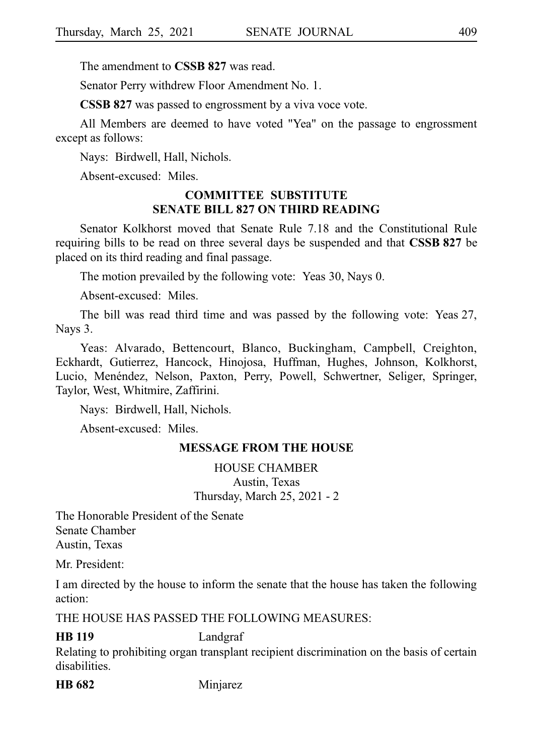The amendment to **CSSB 827** was read.

Senator Perry withdrew Floor Amendment No. 1.

**CSSB 827** was passed to engrossment by a viva voce vote.

All Members are deemed to have voted "Yea" on the passage to engrossment except as follows:

Nays: Birdwell, Hall, Nichols.

Absent-excused: Miles.

## COMMITTEE SUBSTITUTE SENATE BILL 827 ON THIRD READING

Senator Kolkhorst moved that Senate Rule 7.18 and the Constitutional Rule requiring bills to be read on three several days be suspended and that **CSSB 827** be placed on its third reading and final passage.

The motion prevailed by the following vote: Yeas 30, Nays 0.

Absent-excused: Miles.

The bill was read third time and was passed by the following vote: Yeas 27, Nays 3.

Yeas: Alvarado, Bettencourt, Blanco, Buckingham, Campbell, Creighton, Eckhardt, Gutierrez, Hancock, Hinojosa, Huffman, Hughes, Johnson, Kolkhorst, Lucio, Menéndez, Nelson, Paxton, Perry, Powell, Schwertner, Seliger, Springer, Taylor, West, Whitmire, Zaffirini.

Nays: Birdwell, Hall, Nichols.

Absent-excused: Miles.

## MESSAGE FROM THE HOUSE

HOUSE CHAMBER
Austin, Texas
Thursday, March 25, 2021 - 2

The Honorable President of the Senate
Senate Chamber
Austin, Texas

Mr. President:

I am directed by the house to inform the senate that the house has taken the following action:

THE HOUSE HAS PASSED THE FOLLOWING MEASURES:

**HB 119** Landgraf
Relating to prohibiting organ transplant recipient discrimination on the basis of certain disabilities.

**HB 682** Minjarez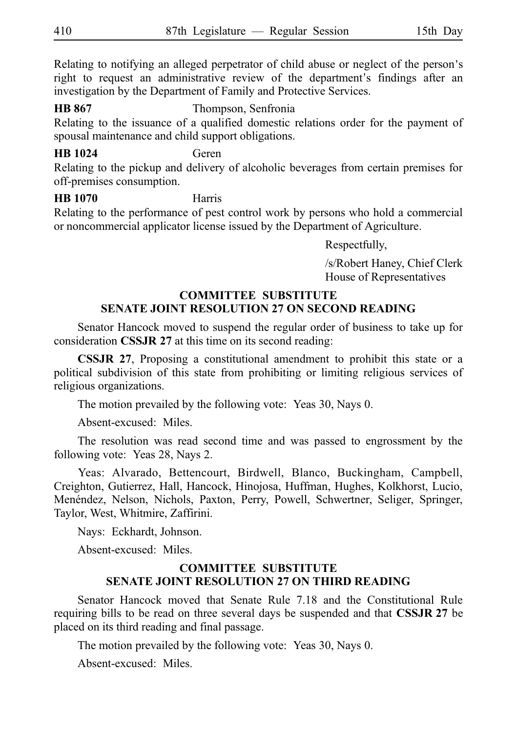Relating to notifying an alleged perpetrator of child abuse or neglect of the person's right to request an administrative review of the department's findings after an investigation by the Department of Family and Protective Services.

**HB 867** Thompson, Senfronia

Relating to the issuance of a qualified domestic relations order for the payment of spousal maintenance and child support obligations.

**HB 1024** Geren

Relating to the pickup and delivery of alcoholic beverages from certain premises for off-premises consumption.

**HB 1070** Harris

Relating to the performance of pest control work by persons who hold a commercial or noncommercial applicator license issued by the Department of Agriculture.

Respectfully,

/s/Robert Haney, Chief Clerk
House of Representatives

## COMMITTEE SUBSTITUTE SENATE JOINT RESOLUTION 27 ON SECOND READING

Senator Hancock moved to suspend the regular order of business to take up for consideration **CSSJR 27** at this time on its second reading:

**CSSJR 27**, Proposing a constitutional amendment to prohibit this state or a political subdivision of this state from prohibiting or limiting religious services of religious organizations.

The motion prevailed by the following vote: Yeas 30, Nays 0.

Absent-excused: Miles.

The resolution was read second time and was passed to engrossment by the following vote: Yeas 28, Nays 2.

Yeas: Alvarado, Bettencourt, Birdwell, Blanco, Buckingham, Campbell, Creighton, Gutierrez, Hall, Hancock, Hinojosa, Huffman, Hughes, Kolkhorst, Lucio, Menéndez, Nelson, Nichols, Paxton, Perry, Powell, Schwertner, Seliger, Springer, Taylor, West, Whitmire, Zaffirini.

Nays: Eckhardt, Johnson.

Absent-excused: Miles.

## COMMITTEE SUBSTITUTE SENATE JOINT RESOLUTION 27 ON THIRD READING

Senator Hancock moved that Senate Rule 7.18 and the Constitutional Rule requiring bills to be read on three several days be suspended and that **CSSJR 27** be placed on its third reading and final passage.

The motion prevailed by the following vote: Yeas 30, Nays 0.

Absent-excused: Miles.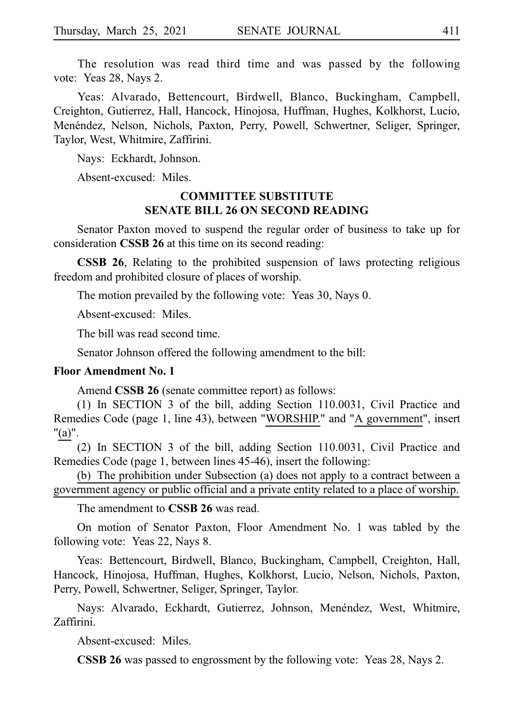The resolution was read third time and was passed by the following vote: Yeas 28, Nays 2.

Yeas: Alvarado, Bettencourt, Birdwell, Blanco, Buckingham, Campbell, Creighton, Gutierrez, Hall, Hancock, Hinojosa, Huffman, Hughes, Kolkhorst, Lucio, Menéndez, Nelson, Nichols, Paxton, Perry, Powell, Schwertner, Seliger, Springer, Taylor, West, Whitmire, Zaffirini.

Nays: Eckhardt, Johnson.

Absent-excused: Miles.

## COMMITTEE SUBSTITUTE SENATE BILL 26 ON SECOND READING

Senator Paxton moved to suspend the regular order of business to take up for consideration **CSSB 26** at this time on its second reading:

**CSSB 26**, Relating to the prohibited suspension of laws protecting religious freedom and prohibited closure of places of worship.

The motion prevailed by the following vote: Yeas 30, Nays 0.

Absent-excused: Miles.

The bill was read second time.

Senator Johnson offered the following amendment to the bill:

**Floor Amendment No. 1**

Amend **CSSB 26** (senate committee report) as follows:

(1) In SECTION 3 of the bill, adding Section 110.0031, Civil Practice and Remedies Code (page 1, line 43), between "WORSHIP." and "A government", insert "(a)".

(2) In SECTION 3 of the bill, adding Section 110.0031, Civil Practice and Remedies Code (page 1, between lines 45-46), insert the following:

(b) The prohibition under Subsection (a) does not apply to a contract between a government agency or public official and a private entity related to a place of worship.

The amendment to **CSSB 26** was read.

On motion of Senator Paxton, Floor Amendment No. 1 was tabled by the following vote: Yeas 22, Nays 8.

Yeas: Bettencourt, Birdwell, Blanco, Buckingham, Campbell, Creighton, Hall, Hancock, Hinojosa, Huffman, Hughes, Kolkhorst, Lucio, Nelson, Nichols, Paxton, Perry, Powell, Schwertner, Seliger, Springer, Taylor.

Nays: Alvarado, Eckhardt, Gutierrez, Johnson, Menéndez, West, Whitmire, Zaffirini.

Absent-excused: Miles.

**CSSB 26** was passed to engrossment by the following vote: Yeas 28, Nays 2.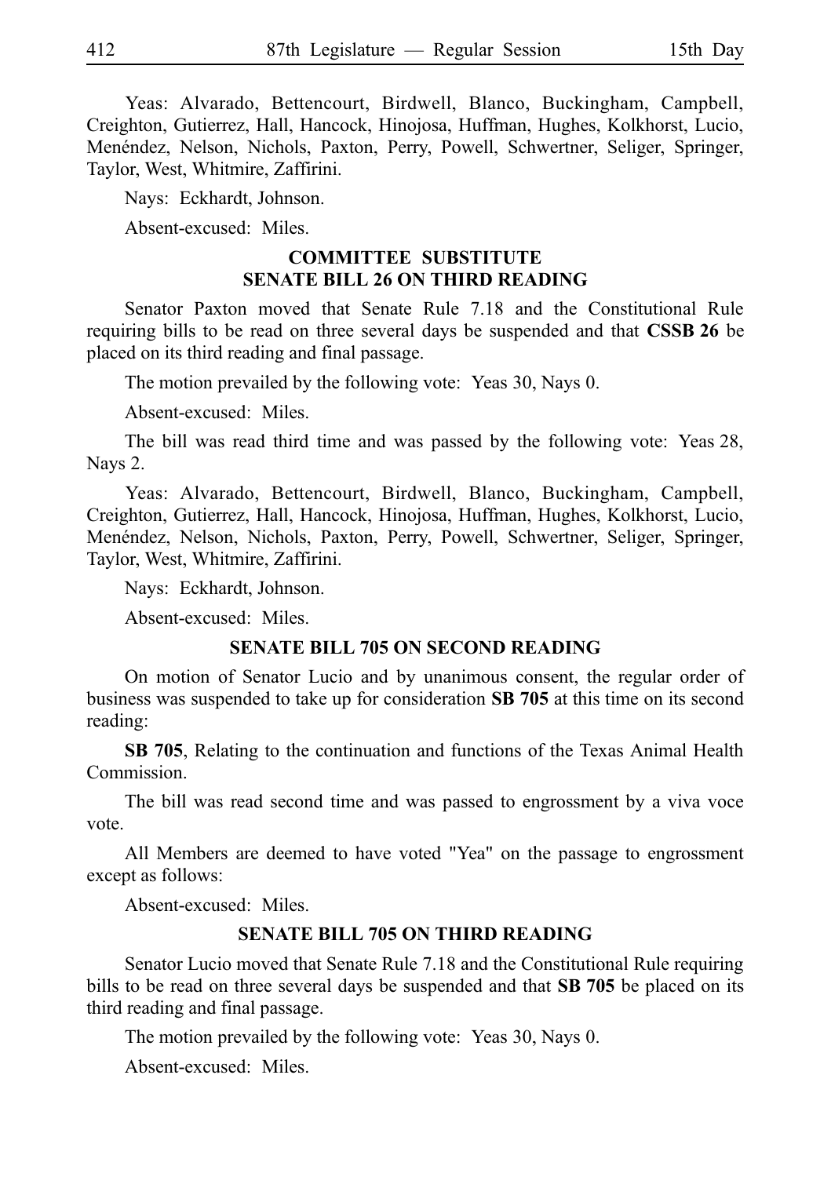Yeas: Alvarado, Bettencourt, Birdwell, Blanco, Buckingham, Campbell, Creighton, Gutierrez, Hall, Hancock, Hinojosa, Huffman, Hughes, Kolkhorst, Lucio, Menéndez, Nelson, Nichols, Paxton, Perry, Powell, Schwertner, Seliger, Springer, Taylor, West, Whitmire, Zaffirini.

Nays: Eckhardt, Johnson.

Absent-excused: Miles.

### COMMITTEE SUBSTITUTE SENATE BILL 26 ON THIRD READING

Senator Paxton moved that Senate Rule 7.18 and the Constitutional Rule requiring bills to be read on three several days be suspended and that **CSSB 26** be placed on its third reading and final passage.

The motion prevailed by the following vote: Yeas 30, Nays 0.

Absent-excused: Miles.

The bill was read third time and was passed by the following vote: Yeas 28, Nays 2.

Yeas: Alvarado, Bettencourt, Birdwell, Blanco, Buckingham, Campbell, Creighton, Gutierrez, Hall, Hancock, Hinojosa, Huffman, Hughes, Kolkhorst, Lucio, Menéndez, Nelson, Nichols, Paxton, Perry, Powell, Schwertner, Seliger, Springer, Taylor, West, Whitmire, Zaffirini.

Nays: Eckhardt, Johnson.

Absent-excused: Miles.

### SENATE BILL 705 ON SECOND READING

On motion of Senator Lucio and by unanimous consent, the regular order of business was suspended to take up for consideration **SB 705** at this time on its second reading:

**SB 705**, Relating to the continuation and functions of the Texas Animal Health Commission.

The bill was read second time and was passed to engrossment by a viva voce vote.

All Members are deemed to have voted "Yea" on the passage to engrossment except as follows:

Absent-excused: Miles.

### SENATE BILL 705 ON THIRD READING

Senator Lucio moved that Senate Rule 7.18 and the Constitutional Rule requiring bills to be read on three several days be suspended and that **SB 705** be placed on its third reading and final passage.

The motion prevailed by the following vote: Yeas 30, Nays 0.

Absent-excused: Miles.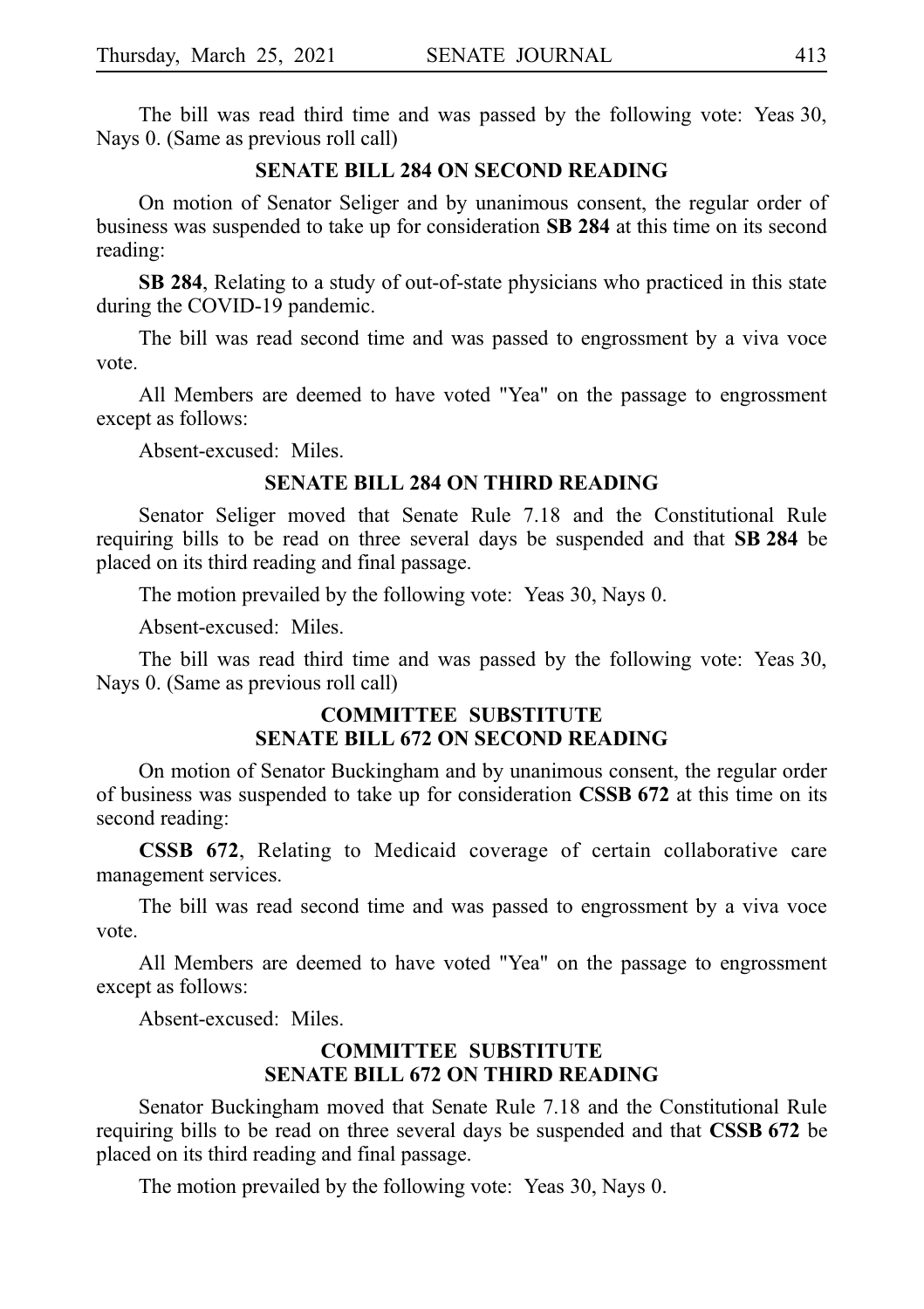The bill was read third time and was passed by the following vote: Yeas 30, Nays 0. (Same as previous roll call)

**SENATE BILL 284 ON SECOND READING**

On motion of Senator Seliger and by unanimous consent, the regular order of business was suspended to take up for consideration **SB 284** at this time on its second reading:

**SB 284**, Relating to a study of out-of-state physicians who practiced in this state during the COVID-19 pandemic.

The bill was read second time and was passed to engrossment by a viva voce vote.

All Members are deemed to have voted "Yea" on the passage to engrossment except as follows:

Absent-excused: Miles.

**SENATE BILL 284 ON THIRD READING**

Senator Seliger moved that Senate Rule 7.18 and the Constitutional Rule requiring bills to be read on three several days be suspended and that **SB 284** be placed on its third reading and final passage.

The motion prevailed by the following vote: Yeas 30, Nays 0.

Absent-excused: Miles.

The bill was read third time and was passed by the following vote: Yeas 30, Nays 0. (Same as previous roll call)

**COMMITTEE SUBSTITUTE SENATE BILL 672 ON SECOND READING**

On motion of Senator Buckingham and by unanimous consent, the regular order of business was suspended to take up for consideration **CSSB 672** at this time on its second reading:

**CSSB 672**, Relating to Medicaid coverage of certain collaborative care management services.

The bill was read second time and was passed to engrossment by a viva voce vote.

All Members are deemed to have voted "Yea" on the passage to engrossment except as follows:

Absent-excused: Miles.

**COMMITTEE SUBSTITUTE SENATE BILL 672 ON THIRD READING**

Senator Buckingham moved that Senate Rule 7.18 and the Constitutional Rule requiring bills to be read on three several days be suspended and that **CSSB 672** be placed on its third reading and final passage.

The motion prevailed by the following vote: Yeas 30, Nays 0.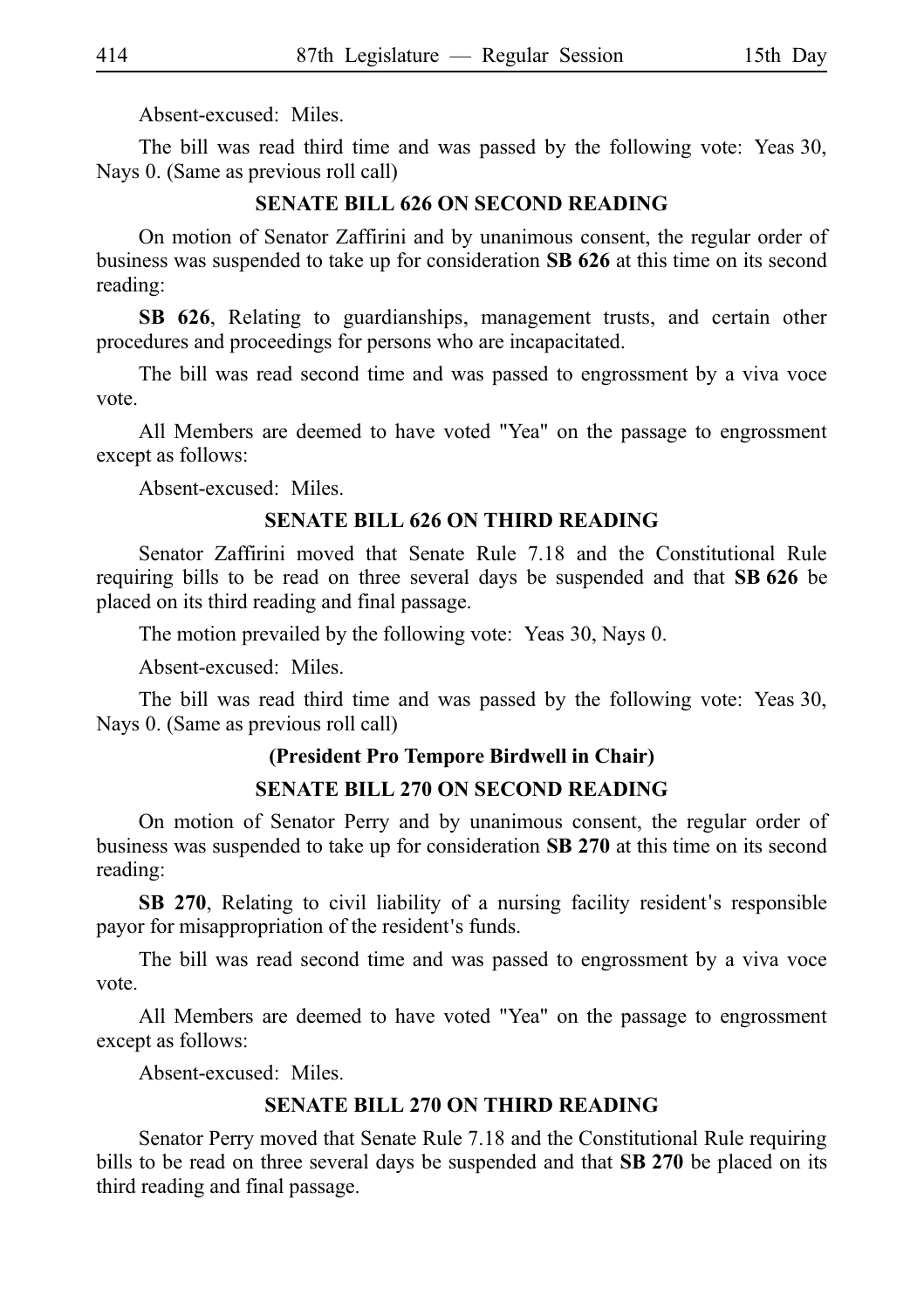Absent-excused: Miles.

The bill was read third time and was passed by the following vote: Yeas 30, Nays 0. (Same as previous roll call)

### SENATE BILL 626 ON SECOND READING

On motion of Senator Zaffirini and by unanimous consent, the regular order of business was suspended to take up for consideration **SB 626** at this time on its second reading:

**SB 626**, Relating to guardianships, management trusts, and certain other procedures and proceedings for persons who are incapacitated.

The bill was read second time and was passed to engrossment by a viva voce vote.

All Members are deemed to have voted "Yea" on the passage to engrossment except as follows:

Absent-excused: Miles.

### SENATE BILL 626 ON THIRD READING

Senator Zaffirini moved that Senate Rule 7.18 and the Constitutional Rule requiring bills to be read on three several days be suspended and that **SB 626** be placed on its third reading and final passage.

The motion prevailed by the following vote: Yeas 30, Nays 0.

Absent-excused: Miles.

The bill was read third time and was passed by the following vote: Yeas 30, Nays 0. (Same as previous roll call)

**(President Pro Tempore Birdwell in Chair)**

### SENATE BILL 270 ON SECOND READING

On motion of Senator Perry and by unanimous consent, the regular order of business was suspended to take up for consideration **SB 270** at this time on its second reading:

**SB 270**, Relating to civil liability of a nursing facility resident's responsible payor for misappropriation of the resident's funds.

The bill was read second time and was passed to engrossment by a viva voce vote.

All Members are deemed to have voted "Yea" on the passage to engrossment except as follows:

Absent-excused: Miles.

### SENATE BILL 270 ON THIRD READING

Senator Perry moved that Senate Rule 7.18 and the Constitutional Rule requiring bills to be read on three several days be suspended and that **SB 270** be placed on its third reading and final passage.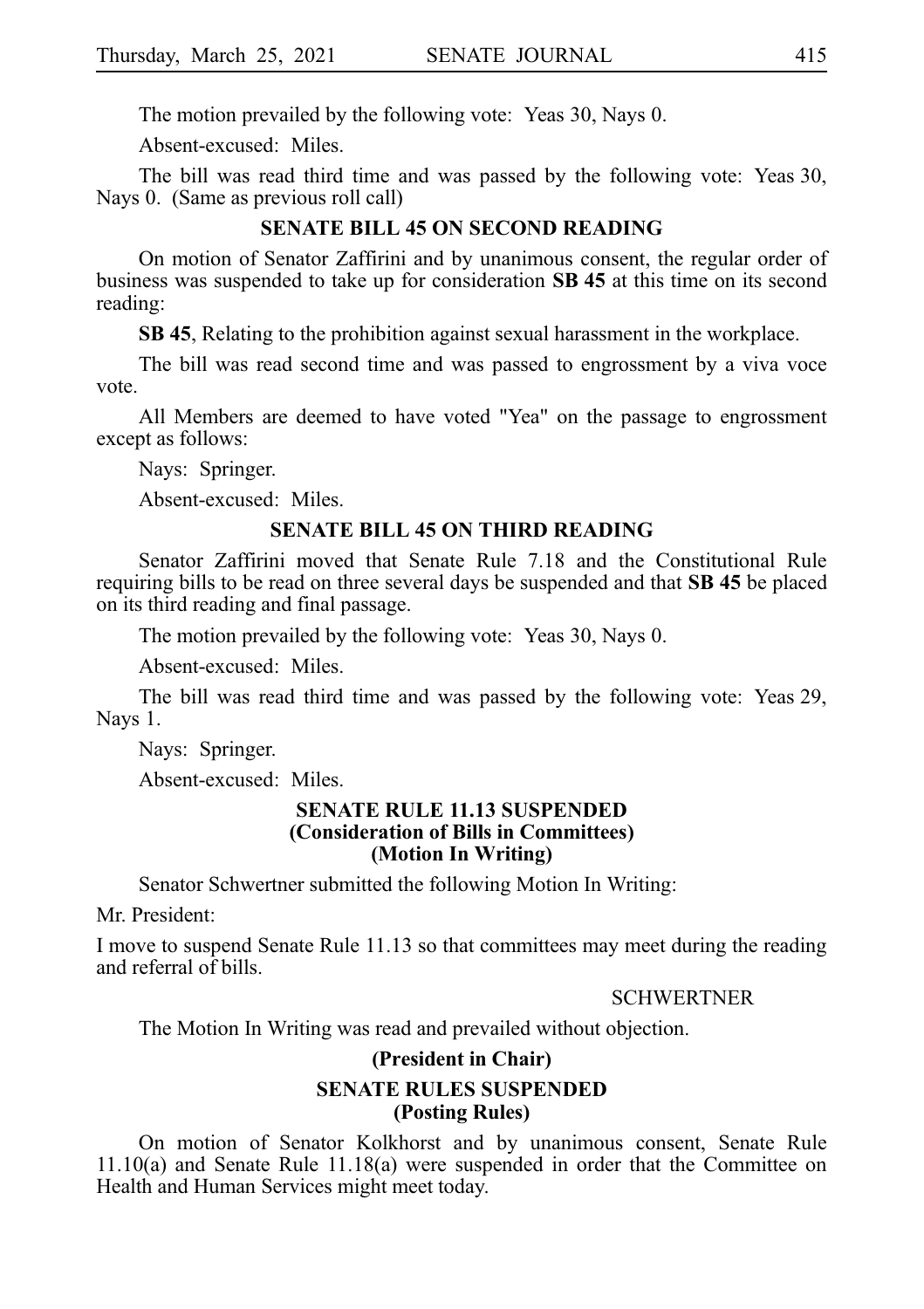The motion prevailed by the following vote: Yeas 30, Nays 0.

Absent-excused: Miles.

The bill was read third time and was passed by the following vote: Yeas 30, Nays 0. (Same as previous roll call)

## SENATE BILL 45 ON SECOND READING

On motion of Senator Zaffirini and by unanimous consent, the regular order of business was suspended to take up for consideration **SB 45** at this time on its second reading:

**SB 45**, Relating to the prohibition against sexual harassment in the workplace.

The bill was read second time and was passed to engrossment by a viva voce vote.

All Members are deemed to have voted "Yea" on the passage to engrossment except as follows:

Nays: Springer.

Absent-excused: Miles.

## SENATE BILL 45 ON THIRD READING

Senator Zaffirini moved that Senate Rule 7.18 and the Constitutional Rule requiring bills to be read on three several days be suspended and that **SB 45** be placed on its third reading and final passage.

The motion prevailed by the following vote: Yeas 30, Nays 0.

Absent-excused: Miles.

The bill was read third time and was passed by the following vote: Yeas 29, Nays 1.

Nays: Springer.

Absent-excused: Miles.

## SENATE RULE 11.13 SUSPENDED (Consideration of Bills in Committees) (Motion In Writing)

Senator Schwertner submitted the following Motion In Writing:

Mr. President:

I move to suspend Senate Rule 11.13 so that committees may meet during the reading and referral of bills.

SCHWERTNER

The Motion In Writing was read and prevailed without objection.

**(President in Chair)**

## SENATE RULES SUSPENDED (Posting Rules)

On motion of Senator Kolkhorst and by unanimous consent, Senate Rule 11.10(a) and Senate Rule 11.18(a) were suspended in order that the Committee on Health and Human Services might meet today.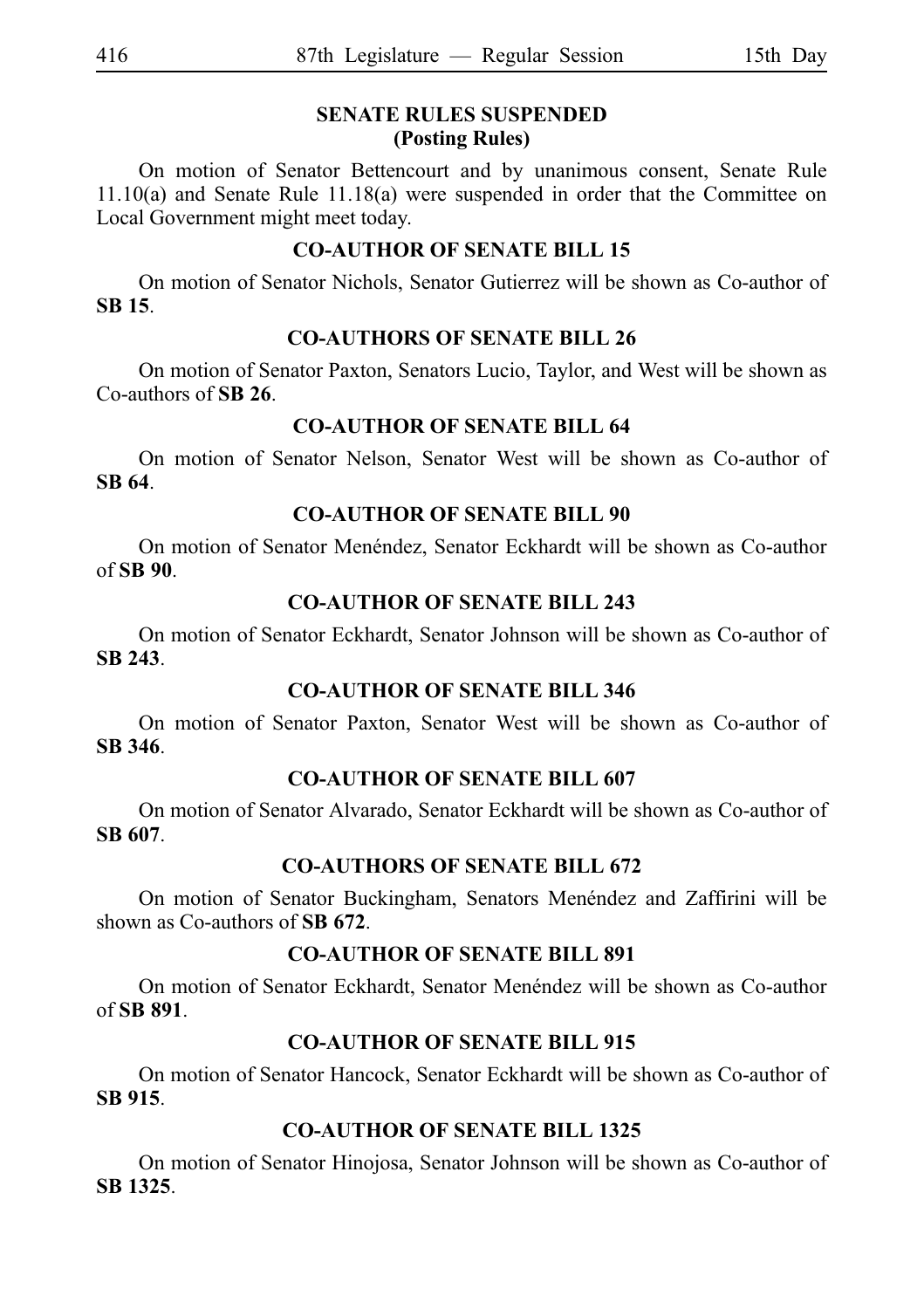**SENATE RULES SUSPENDED**
**(Posting Rules)**

On motion of Senator Bettencourt and by unanimous consent, Senate Rule 11.10(a) and Senate Rule 11.18(a) were suspended in order that the Committee on Local Government might meet today.

**CO-AUTHOR OF SENATE BILL 15**

On motion of Senator Nichols, Senator Gutierrez will be shown as Co-author of **SB 15**.

**CO-AUTHORS OF SENATE BILL 26**

On motion of Senator Paxton, Senators Lucio, Taylor, and West will be shown as Co-authors of **SB 26**.

**CO-AUTHOR OF SENATE BILL 64**

On motion of Senator Nelson, Senator West will be shown as Co-author of **SB 64**.

**CO-AUTHOR OF SENATE BILL 90**

On motion of Senator Menéndez, Senator Eckhardt will be shown as Co-author of **SB 90**.

**CO-AUTHOR OF SENATE BILL 243**

On motion of Senator Eckhardt, Senator Johnson will be shown as Co-author of **SB 243**.

**CO-AUTHOR OF SENATE BILL 346**

On motion of Senator Paxton, Senator West will be shown as Co-author of **SB 346**.

**CO-AUTHOR OF SENATE BILL 607**

On motion of Senator Alvarado, Senator Eckhardt will be shown as Co-author of **SB 607**.

**CO-AUTHORS OF SENATE BILL 672**

On motion of Senator Buckingham, Senators Menéndez and Zaffirini will be shown as Co-authors of **SB 672**.

**CO-AUTHOR OF SENATE BILL 891**

On motion of Senator Eckhardt, Senator Menéndez will be shown as Co-author of **SB 891**.

**CO-AUTHOR OF SENATE BILL 915**

On motion of Senator Hancock, Senator Eckhardt will be shown as Co-author of **SB 915**.

**CO-AUTHOR OF SENATE BILL 1325**

On motion of Senator Hinojosa, Senator Johnson will be shown as Co-author of **SB 1325**.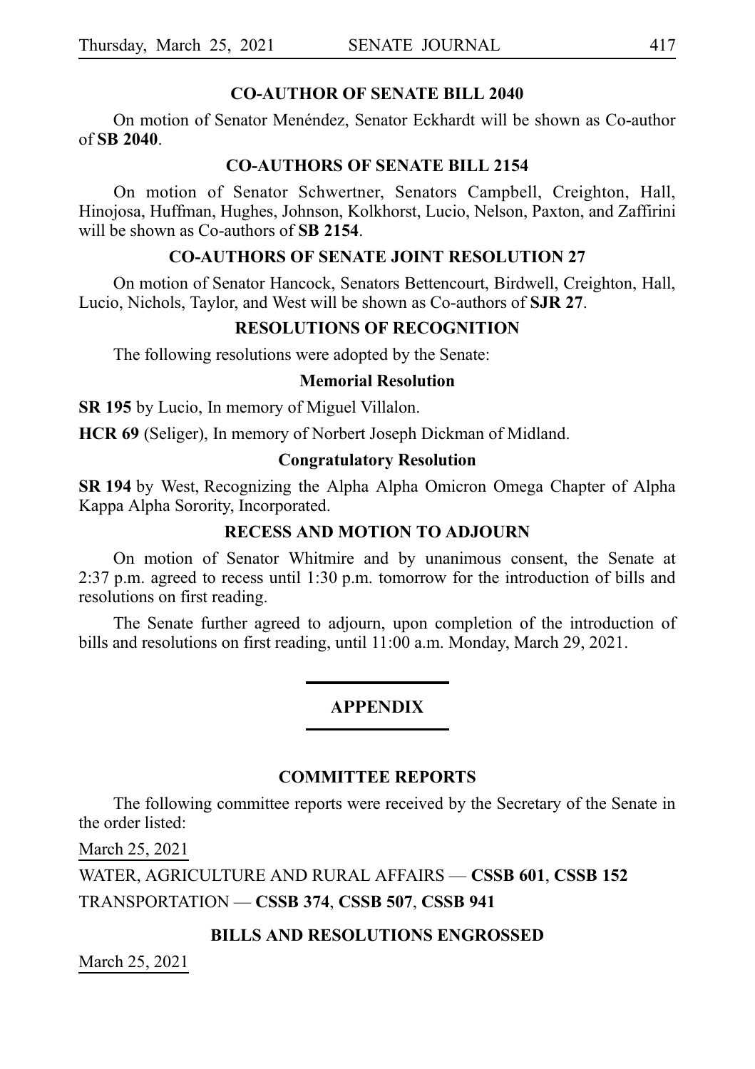## CO-AUTHOR OF SENATE BILL 2040

On motion of Senator Menéndez, Senator Eckhardt will be shown as Co-author of **SB 2040**.

## CO-AUTHORS OF SENATE BILL 2154

On motion of Senator Schwertner, Senators Campbell, Creighton, Hall, Hinojosa, Huffman, Hughes, Johnson, Kolkhorst, Lucio, Nelson, Paxton, and Zaffirini will be shown as Co-authors of **SB 2154**.

## CO-AUTHORS OF SENATE JOINT RESOLUTION 27

On motion of Senator Hancock, Senators Bettencourt, Birdwell, Creighton, Hall, Lucio, Nichols, Taylor, and West will be shown as Co-authors of **SJR 27**.

## RESOLUTIONS OF RECOGNITION

The following resolutions were adopted by the Senate:

### Memorial Resolution

**SR 195** by Lucio, In memory of Miguel Villalon.

**HCR 69** (Seliger), In memory of Norbert Joseph Dickman of Midland.

### Congratulatory Resolution

**SR 194** by West, Recognizing the Alpha Alpha Omicron Omega Chapter of Alpha Kappa Alpha Sorority, Incorporated.

## RECESS AND MOTION TO ADJOURN

On motion of Senator Whitmire and by unanimous consent, the Senate at 2:37 p.m. agreed to recess until 1:30 p.m. tomorrow for the introduction of bills and resolutions on first reading.

The Senate further agreed to adjourn, upon completion of the introduction of bills and resolutions on first reading, until 11:00 a.m. Monday, March 29, 2021.

---

# APPENDIX

---

## COMMITTEE REPORTS

The following committee reports were received by the Secretary of the Senate in the order listed:

March 25, 2021

WATER, AGRICULTURE AND RURAL AFFAIRS — **CSSB 601**, **CSSB 152**

TRANSPORTATION — **CSSB 374**, **CSSB 507**, **CSSB 941**

## BILLS AND RESOLUTIONS ENGROSSED

March 25, 2021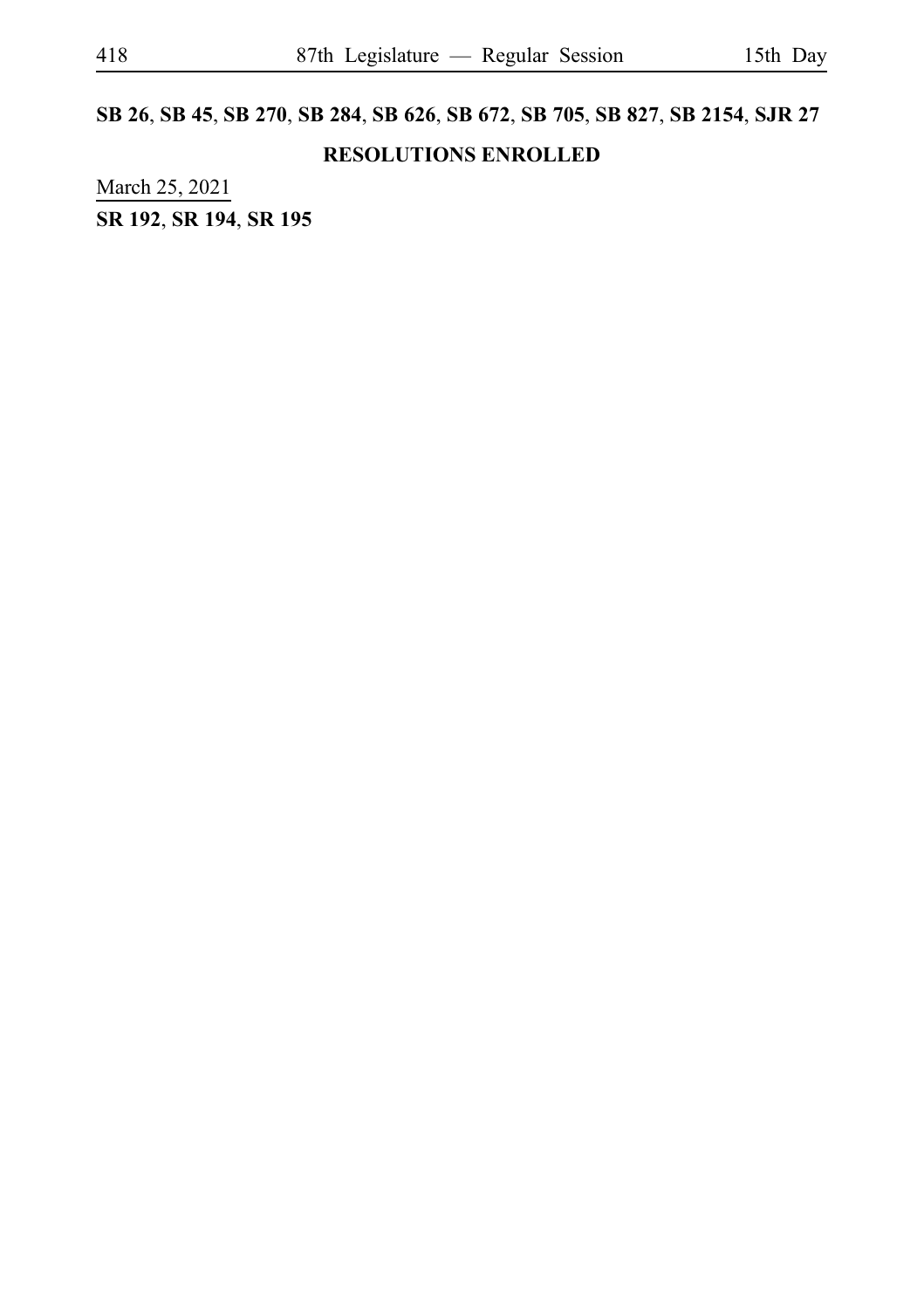**SB 26**, **SB 45**, **SB 270**, **SB 284**, **SB 626**, **SB 672**, **SB 705**, **SB 827**, **SB 2154**, **SJR 27**

**RESOLUTIONS ENROLLED**

March 25, 2021

**SR 192**, **SR 194**, **SR 195**